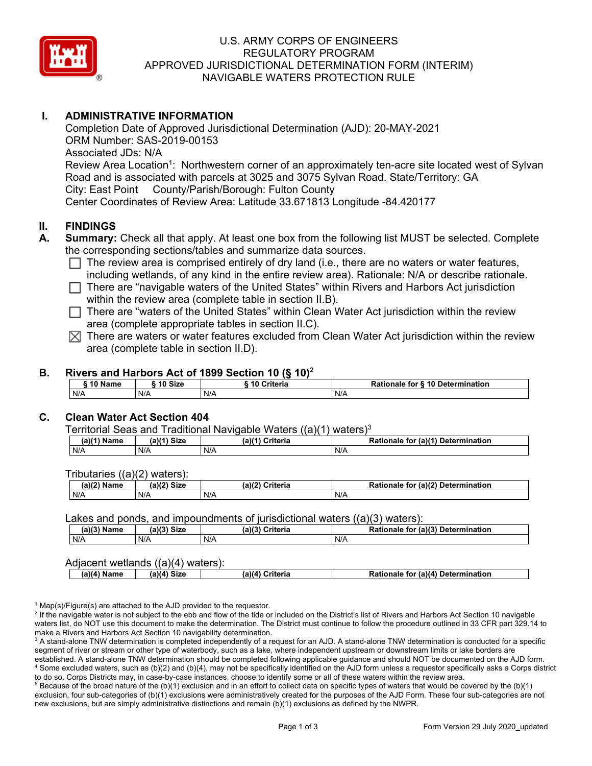# U.S. ARMY CORPS OF ENGINEERS
# REGULATORY PROGRAM
# APPROVED JURISDICTIONAL DETERMINATION FORM (INTERIM)
# NAVIGABLE WATERS PROTECTION RULE

## I. ADMINISTRATIVE INFORMATION

Completion Date of Approved Jurisdictional Determination (AJD): 20-MAY-2021
ORM Number: SAS-2019-00153
Associated JDs: N/A
Review Area Location[1]: Northwestern corner of an approximately ten-acre site located west of Sylvan Road and is associated with parcels at 3025 and 3075 Sylvan Road. State/Territory: GA
City: East Point County/Parish/Borough: Fulton County
Center Coordinates of Review Area: Latitude 33.671813 Longitude -84.420177

## II. FINDINGS

**A. Summary:** Check all that apply. At least one box from the following list MUST be selected. Complete the corresponding sections/tables and summarize data sources.

- ☐ The review area is comprised entirely of dry land (i.e., there are no waters or water features, including wetlands, of any kind in the entire review area). Rationale: N/A or describe rationale.
- ☐ There are "navigable waters of the United States" within Rivers and Harbors Act jurisdiction within the review area (complete table in section II.B).
- ☐ There are "waters of the United States" within Clean Water Act jurisdiction within the review area (complete appropriate tables in section II.C).
- ☒ There are waters or water features excluded from Clean Water Act jurisdiction within the review area (complete table in section II.D).

### B. Rivers and Harbors Act of 1899 Section 10 (§ 10)[2]

| § 10 Name | § 10 Size | § 10 Criteria | Rationale for § 10 Determination |
|---|---|---|---|
| N/A | N/A | N/A | N/A |

### C. Clean Water Act Section 404

Territorial Seas and Traditional Navigable Waters ((a)(1) waters)[3]

| (a)(1) Name | (a)(1) Size | (a)(1) Criteria | Rationale for (a)(1) Determination |
|---|---|---|---|
| N/A | N/A | N/A | N/A |

Tributaries ((a)(2) waters):

| (a)(2) Name | (a)(2) Size | (a)(2) Criteria | Rationale for (a)(2) Determination |
|---|---|---|---|
| N/A | N/A | N/A | N/A |

Lakes and ponds, and impoundments of jurisdictional waters ((a)(3) waters):

| (a)(3) Name | (a)(3) Size | (a)(3) Criteria | Rationale for (a)(3) Determination |
|---|---|---|---|
| N/A | N/A | N/A | N/A |

Adjacent wetlands ((a)(4) waters):

| (a)(4) Name | (a)(4) Size | (a)(4) Criteria | Rationale for (a)(4) Determination |
|---|---|---|---|

---

[1] Map(s)/Figure(s) are attached to the AJD provided to the requestor.
[2] If the navigable water is not subject to the ebb and flow of the tide or included on the District's list of Rivers and Harbors Act Section 10 navigable waters list, do NOT use this document to make the determination. The District must continue to follow the procedure outlined in 33 CFR part 329.14 to make a Rivers and Harbors Act Section 10 navigability determination.
[3] A stand-alone TNW determination is completed independently of a request for an AJD. A stand-alone TNW determination is conducted for a specific segment of river or stream or other type of waterbody, such as a lake, where independent upstream or downstream limits or lake borders are established. A stand-alone TNW determination should be completed following applicable guidance and should NOT be documented on the AJD form.
[4] Some excluded waters, such as (b)(2) and (b)(4), may not be specifically identified on the AJD form unless a requestor specifically asks a Corps district to do so. Corps Districts may, in case-by-case instances, choose to identify some or all of these waters within the review area.
[5] Because of the broad nature of the (b)(1) exclusion and in an effort to collect data on specific types of waters that would be covered by the (b)(1) exclusion, four sub-categories of (b)(1) exclusions were administratively created for the purposes of the AJD Form. These four sub-categories are not new exclusions, but are simply administrative distinctions and remain (b)(1) exclusions as defined by the NWPR.

Form Version 29 July 2020_updated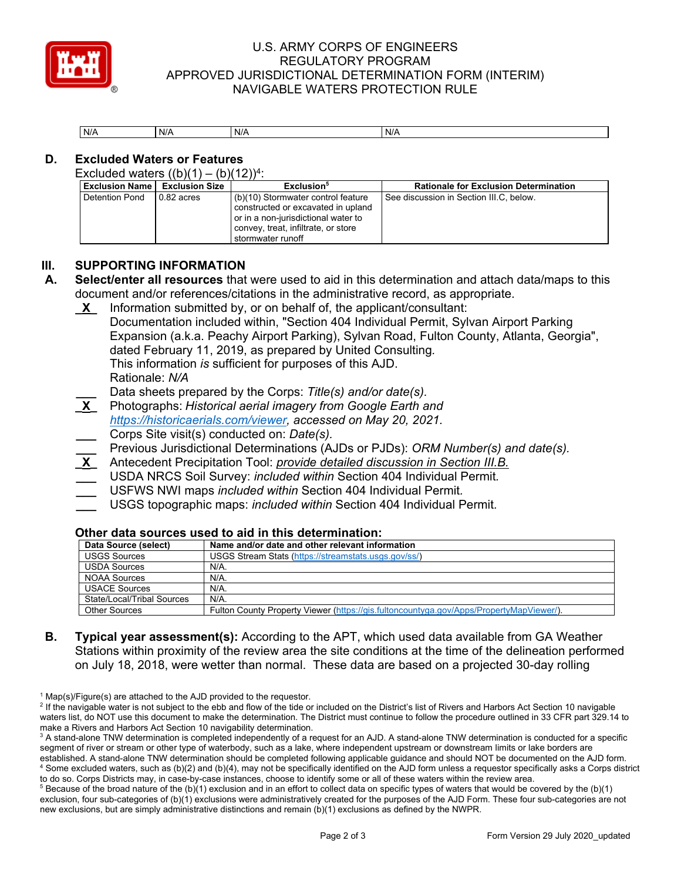| N/A | N/A | N/A | N/A |
|---|---|---|---|

### D. Excluded Waters or Features

Excluded waters ((b)(1) – (b)(12))[4]:

| Exclusion Name | Exclusion Size | Exclusion[5] | Rationale for Exclusion Determination |
|---|---|---|---|
| Detention Pond | 0.82 acres | (b)(10) Stormwater control feature constructed or excavated in upland or in a non-jurisdictional water to convey, treat, infiltrate, or store stormwater runoff | See discussion in Section III.C, below. |

## III. SUPPORTING INFORMATION

**A. Select/enter all resources** that were used to aid in this determination and attach data/maps to this document and/or references/citations in the administrative record, as appropriate.

- **_X_** Information submitted by, or on behalf of, the applicant/consultant: Documentation included within, "Section 404 Individual Permit, Sylvan Airport Parking Expansion (a.k.a. Peachy Airport Parking), Sylvan Road, Fulton County, Atlanta, Georgia", dated February 11, 2019, as prepared by United Consulting.
  This information *is* sufficient for purposes of this AJD.
  Rationale: *N/A*
- ___ Data sheets prepared by the Corps: *Title(s) and/or date(s).*
- **_X_** Photographs: *Historical aerial imagery from Google Earth and https://historicaerials.com/viewer, accessed on May 20, 2021.*
- ___ Corps Site visit(s) conducted on: *Date(s).*
- ___ Previous Jurisdictional Determinations (AJDs or PJDs): *ORM Number(s) and date(s).*
- **_X_** Antecedent Precipitation Tool: *provide detailed discussion in Section III.B.*
- ___ USDA NRCS Soil Survey: *included within* Section 404 Individual Permit.
- ___ USFWS NWI maps *included within* Section 404 Individual Permit*.*
- ___ USGS topographic maps: *included within* Section 404 Individual Permit*.*

### Other data sources used to aid in this determination:

| Data Source (select) | Name and/or date and other relevant information |
|---|---|
| USGS Sources | USGS Stream Stats (https://streamstats.usgs.gov/ss/) |
| USDA Sources | N/A. |
| NOAA Sources | N/A. |
| USACE Sources | N/A. |
| State/Local/Tribal Sources | N/A. |
| Other Sources | Fulton County Property Viewer (https://gis.fultoncountyga.gov/Apps/PropertyMapViewer/). |

**B. Typical year assessment(s):** According to the APT, which used data available from GA Weather Stations within proximity of the review area the site conditions at the time of the delineation performed on July 18, 2018, were wetter than normal. These data are based on a projected 30-day rolling

[1] Map(s)/Figure(s) are attached to the AJD provided to the requestor.

[2] If the navigable water is not subject to the ebb and flow of the tide or included on the District's list of Rivers and Harbors Act Section 10 navigable waters list, do NOT use this document to make the determination. The District must continue to follow the procedure outlined in 33 CFR part 329.14 to make a Rivers and Harbors Act Section 10 navigability determination.

[3] A stand-alone TNW determination is completed independently of a request for an AJD. A stand-alone TNW determination is conducted for a specific segment of river or stream or other type of waterbody, such as a lake, where independent upstream or downstream limits or lake borders are established. A stand-alone TNW determination should be completed following applicable guidance and should NOT be documented on the AJD form.

[4] Some excluded waters, such as (b)(2) and (b)(4), may not be specifically identified on the AJD form unless a requestor specifically asks a Corps district to do so. Corps Districts may, in case-by-case instances, choose to identify some or all of these waters within the review area.

[5] Because of the broad nature of the (b)(1) exclusion and in an effort to collect data on specific types of waters that would be covered by the (b)(1) exclusion, four sub-categories of (b)(1) exclusions were administratively created for the purposes of the AJD Form. These four sub-categories are not new exclusions, but are simply administrative distinctions and remain (b)(1) exclusions as defined by the NWPR.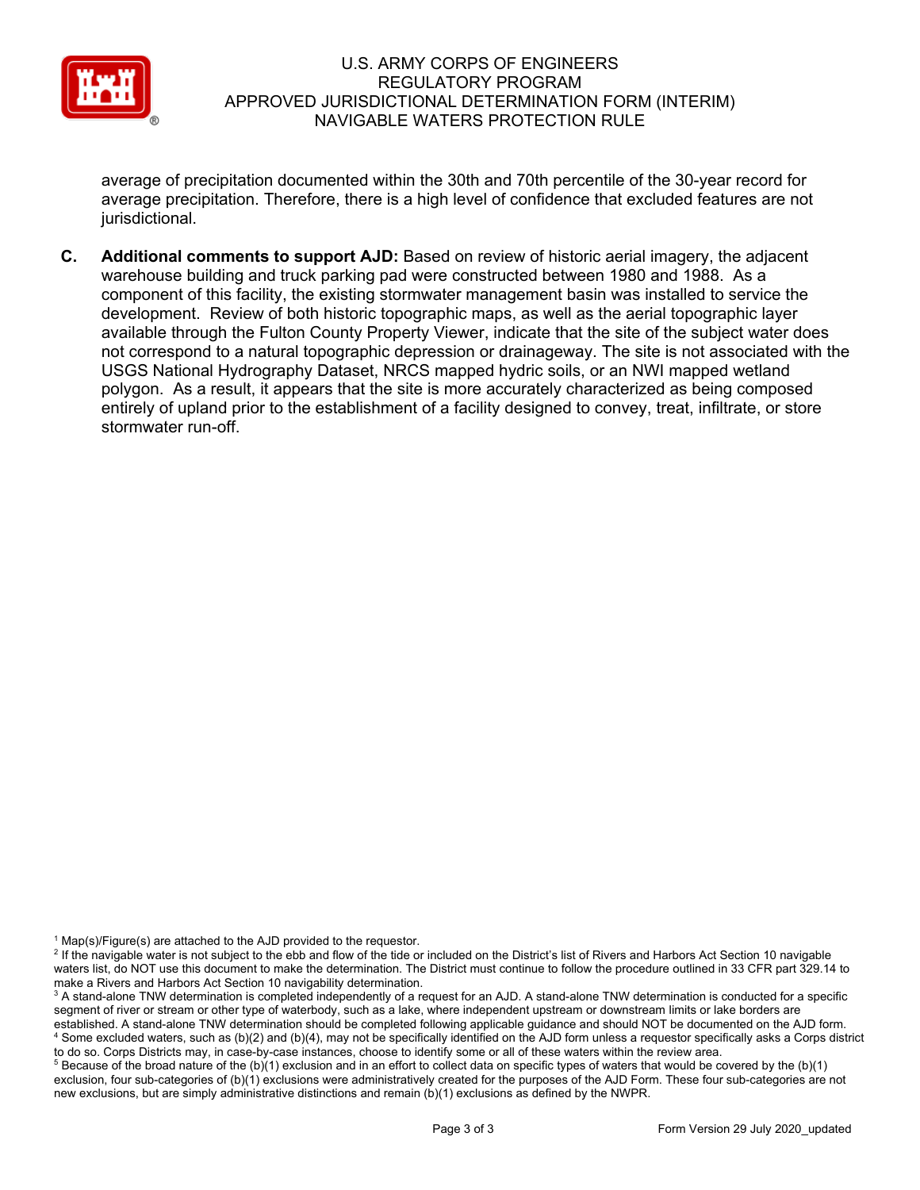average of precipitation documented within the 30th and 70th percentile of the 30-year record for average precipitation. Therefore, there is a high level of confidence that excluded features are not jurisdictional.

**C. Additional comments to support AJD:** Based on review of historic aerial imagery, the adjacent warehouse building and truck parking pad were constructed between 1980 and 1988. As a component of this facility, the existing stormwater management basin was installed to service the development. Review of both historic topographic maps, as well as the aerial topographic layer available through the Fulton County Property Viewer, indicate that the site of the subject water does not correspond to a natural topographic depression or drainageway. The site is not associated with the USGS National Hydrography Dataset, NRCS mapped hydric soils, or an NWI mapped wetland polygon. As a result, it appears that the site is more accurately characterized as being composed entirely of upland prior to the establishment of a facility designed to convey, treat, infiltrate, or store stormwater run-off.

[1] Map(s)/Figure(s) are attached to the AJD provided to the requestor.
[2] If the navigable water is not subject to the ebb and flow of the tide or included on the District's list of Rivers and Harbors Act Section 10 navigable waters list, do NOT use this document to make the determination. The District must continue to follow the procedure outlined in 33 CFR part 329.14 to make a Rivers and Harbors Act Section 10 navigability determination.
[3] A stand-alone TNW determination is completed independently of a request for an AJD. A stand-alone TNW determination is conducted for a specific segment of river or stream or other type of waterbody, such as a lake, where independent upstream or downstream limits or lake borders are established. A stand-alone TNW determination should be completed following applicable guidance and should NOT be documented on the AJD form.
[4] Some excluded waters, such as (b)(2) and (b)(4), may not be specifically identified on the AJD form unless a requestor specifically asks a Corps district to do so. Corps Districts may, in case-by-case instances, choose to identify some or all of these waters within the review area.
[5] Because of the broad nature of the (b)(1) exclusion and in an effort to collect data on specific types of waters that would be covered by the (b)(1) exclusion, four sub-categories of (b)(1) exclusions were administratively created for the purposes of the AJD Form. These four sub-categories are not new exclusions, but are simply administrative distinctions and remain (b)(1) exclusions as defined by the NWPR.